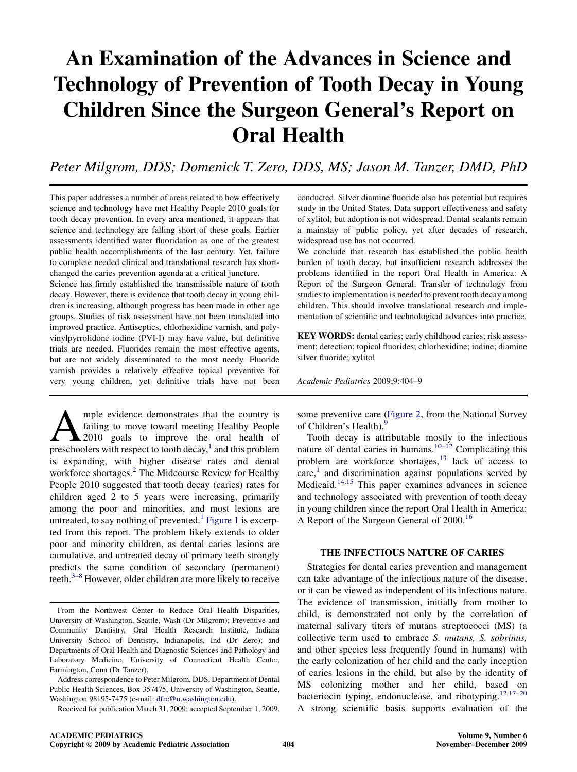# An Examination of the Advances in Science and Technology of Prevention of Tooth Decay in Young Children Since the Surgeon General's Report on Oral Health

*Peter Milgrom, DDS; Domenick T. Zero, DDS, MS; Jason M. Tanzer, DMD, PhD*

This paper addresses a number of areas related to how effectively science and technology have met Healthy People 2010 goals for tooth decay prevention. In every area mentioned, it appears that science and technology are falling short of these goals. Earlier assessments identified water fluoridation as one of the greatest public health accomplishments of the last century. Yet, failure to complete needed clinical and translational research has short-changed the caries prevention agenda at a critical juncture.

Science has firmly established the transmissible nature of tooth decay. However, there is evidence that tooth decay in young children is increasing, although progress has been made in other age groups. Studies of risk assessment have not been translated into improved practice. Antiseptics, chlorhexidine varnish, and polyvinylpyrrolidone iodine (PVI-I) may have value, but definitive trials are needed. Fluorides remain the most effective agents, but are not widely disseminated to the most needy. Fluoride varnish provides a relatively effective topical preventive for very young children, yet definitive trials have not been conducted. Silver diamine fluoride also has potential but requires study in the United States. Data support effectiveness and safety of xylitol, but adoption is not widespread. Dental sealants remain a mainstay of public policy, yet after decades of research, widespread use has not occurred.

We conclude that research has established the public health burden of tooth decay, but insufficient research addresses the problems identified in the report Oral Health in America: A Report of the Surgeon General. Transfer of technology from studies to implementation is needed to prevent tooth decay among children. This should involve translational research and implementation of scientific and technological advances into practice.

**KEY WORDS:** dental caries; early childhood caries; risk assessment; detection; topical fluorides; chlorhexidine; iodine; diamine silver fluoride; xylitol

*Academic Pediatrics* 2009;9:404–9

Ample evidence demonstrates that the country is failing to move toward meeting Healthy People 2010 goals to improve the oral health of preschoolers with respect to tooth decay,[1] and this problem is expanding, with higher disease rates and dental workforce shortages.[2] The Midcourse Review for Healthy People 2010 suggested that tooth decay (caries) rates for children aged 2 to 5 years were increasing, primarily among the poor and minorities, and most lesions are untreated, to say nothing of prevented.[1] Figure 1 is excerpted from this report. The problem likely extends to older poor and minority children, as dental caries lesions are cumulative, and untreated decay of primary teeth strongly predicts the same condition of secondary (permanent) teeth.[3–8] However, older children are more likely to receive some preventive care (Figure 2, from the National Survey of Children's Health).[9]

Tooth decay is attributable mostly to the infectious nature of dental caries in humans.[10–12] Complicating this problem are workforce shortages,[13] lack of access to care,[1] and discrimination against populations served by Medicaid.[14,15] This paper examines advances in science and technology associated with prevention of tooth decay in young children since the report Oral Health in America: A Report of the Surgeon General of 2000.[16]

## THE INFECTIOUS NATURE OF CARIES

Strategies for dental caries prevention and management can take advantage of the infectious nature of the disease, or it can be viewed as independent of its infectious nature. The evidence of transmission, initially from mother to child, is demonstrated not only by the correlation of maternal salivary titers of mutans streptococci (MS) (a collective term used to embrace *S. mutans, S. sobrinus,* and other species less frequently found in humans) with the early colonization of her child and the early inception of caries lesions in the child, but also by the identity of MS colonizing mother and her child, based on bacteriocin typing, endonuclease, and ribotyping.[12,17–20] A strong scientific basis supports evaluation of the

From the Northwest Center to Reduce Oral Health Disparities, University of Washington, Seattle, Wash (Dr Milgrom); Preventive and Community Dentistry, Oral Health Research Institute, Indiana University School of Dentistry, Indianapolis, Ind (Dr Zero); and Departments of Oral Health and Diagnostic Sciences and Pathology and Laboratory Medicine, University of Connecticut Health Center, Farmington, Conn (Dr Tanzer).

Address correspondence to Peter Milgrom, DDS, Department of Dental Public Health Sciences, Box 357475, University of Washington, Seattle, Washington 98195-7475 (e-mail: dfrc@u.washington.edu).

Received for publication March 31, 2009; accepted September 1, 2009.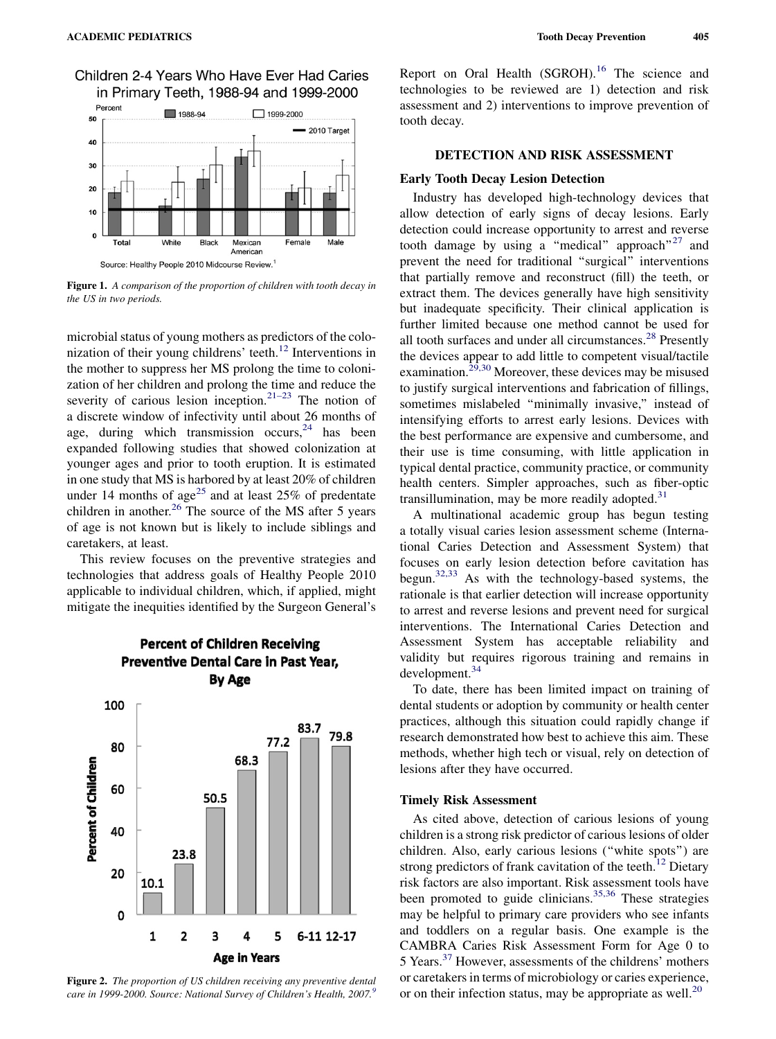Figure 1. *A comparison of the proportion of children with tooth decay in the US in two periods.*

microbial status of young mothers as predictors of the colonization of their young childrens' teeth.[12] Interventions in the mother to suppress her MS prolong the time to colonization of her children and prolong the time and reduce the severity of carious lesion inception.[21–23] The notion of a discrete window of infectivity until about 26 months of age, during which transmission occurs,[24] has been expanded following studies that showed colonization at younger ages and prior to tooth eruption. It is estimated in one study that MS is harbored by at least 20% of children under 14 months of age[25] and at least 25% of predentate children in another.[26] The source of the MS after 5 years of age is not known but is likely to include siblings and caretakers, at least.

This review focuses on the preventive strategies and technologies that address goals of Healthy People 2010 applicable to individual children, which, if applied, might mitigate the inequities identified by the Surgeon General's Report on Oral Health (SGROH).[16] The science and technologies to be reviewed are 1) detection and risk assessment and 2) interventions to improve prevention of tooth decay.

Figure 2. *The proportion of US children receiving any preventive dental care in 1999-2000. Source: National Survey of Children's Health, 2007.*[9]

## DETECTION AND RISK ASSESSMENT

### Early Tooth Decay Lesion Detection

Industry has developed high-technology devices that allow detection of early signs of decay lesions. Early detection could increase opportunity to arrest and reverse tooth damage by using a "medical" approach"[27] and prevent the need for traditional "surgical" interventions that partially remove and reconstruct (fill) the teeth, or extract them. The devices generally have high sensitivity but inadequate specificity. Their clinical application is further limited because one method cannot be used for all tooth surfaces and under all circumstances.[28] Presently the devices appear to add little to competent visual/tactile examination.[29,30] Moreover, these devices may be misused to justify surgical interventions and fabrication of fillings, sometimes mislabeled "minimally invasive," instead of intensifying efforts to arrest early lesions. Devices with the best performance are expensive and cumbersome, and their use is time consuming, with little application in typical dental practice, community practice, or community health centers. Simpler approaches, such as fiber-optic transillumination, may be more readily adopted.[31]

A multinational academic group has begun testing a totally visual caries lesion assessment scheme (International Caries Detection and Assessment System) that focuses on early lesion detection before cavitation has begun.[32,33] As with the technology-based systems, the rationale is that earlier detection will increase opportunity to arrest and reverse lesions and prevent need for surgical interventions. The International Caries Detection and Assessment System has acceptable reliability and validity but requires rigorous training and remains in development.[34]

To date, there has been limited impact on training of dental students or adoption by community or health center practices, although this situation could rapidly change if research demonstrated how best to achieve this aim. These methods, whether high tech or visual, rely on detection of lesions after they have occurred.

### Timely Risk Assessment

As cited above, detection of carious lesions of young children is a strong risk predictor of carious lesions of older children. Also, early carious lesions ("white spots") are strong predictors of frank cavitation of the teeth.[12] Dietary risk factors are also important. Risk assessment tools have been promoted to guide clinicians.[35,36] These strategies may be helpful to primary care providers who see infants and toddlers on a regular basis. One example is the CAMBRA Caries Risk Assessment Form for Age 0 to 5 Years.[37] However, assessments of the childrens' mothers or caretakers in terms of microbiology or caries experience, or on their infection status, may be appropriate as well.[20]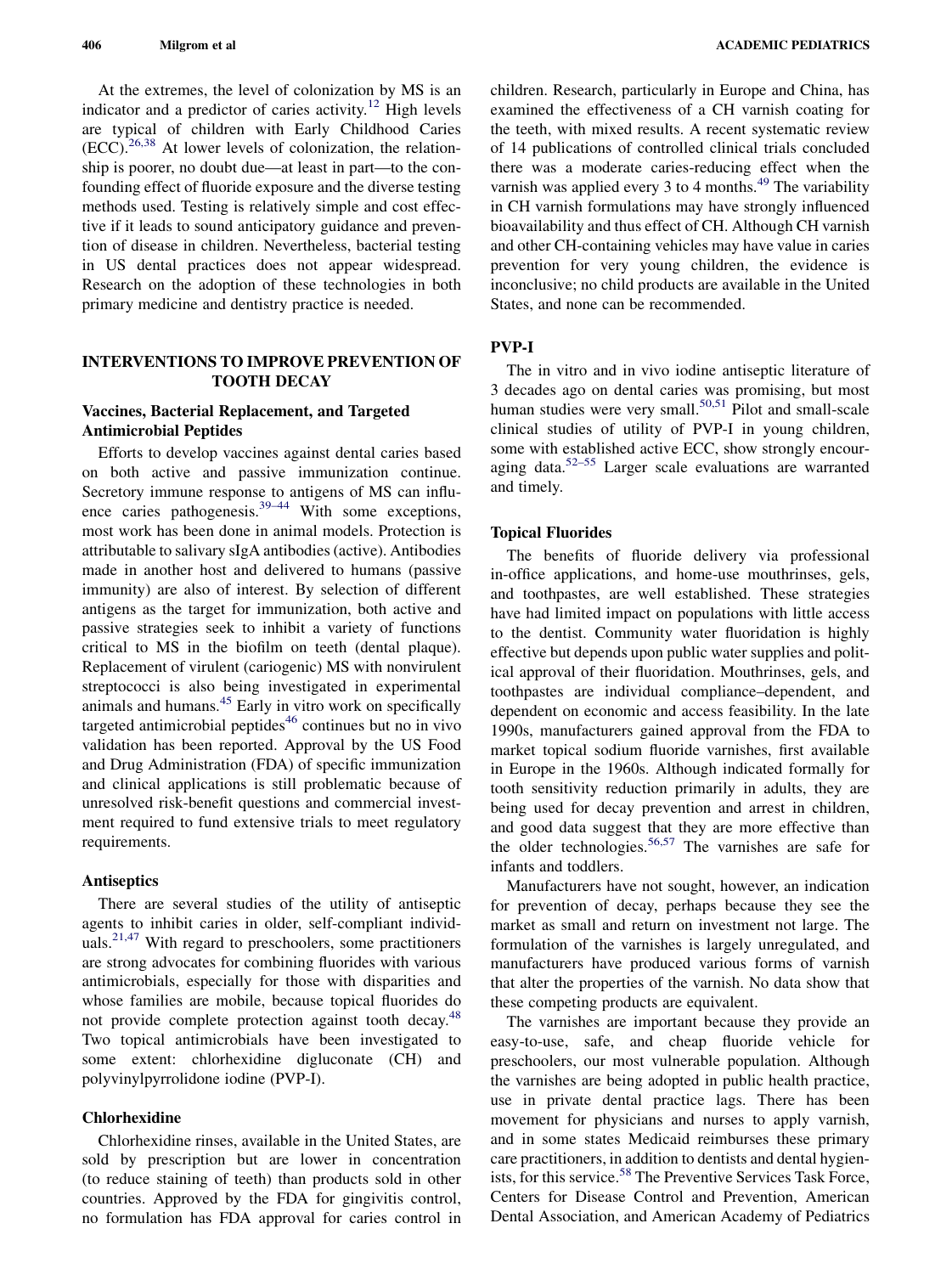At the extremes, the level of colonization by MS is an indicator and a predictor of caries activity.[12] High levels are typical of children with Early Childhood Caries (ECC).[26,38] At lower levels of colonization, the relationship is poorer, no doubt due—at least in part—to the confounding effect of fluoride exposure and the diverse testing methods used. Testing is relatively simple and cost effective if it leads to sound anticipatory guidance and prevention of disease in children. Nevertheless, bacterial testing in US dental practices does not appear widespread. Research on the adoption of these technologies in both primary medicine and dentistry practice is needed.

## INTERVENTIONS TO IMPROVE PREVENTION OF TOOTH DECAY

### Vaccines, Bacterial Replacement, and Targeted Antimicrobial Peptides

Efforts to develop vaccines against dental caries based on both active and passive immunization continue. Secretory immune response to antigens of MS can influence caries pathogenesis.[39–44] With some exceptions, most work has been done in animal models. Protection is attributable to salivary sIgA antibodies (active). Antibodies made in another host and delivered to humans (passive immunity) are also of interest. By selection of different antigens as the target for immunization, both active and passive strategies seek to inhibit a variety of functions critical to MS in the biofilm on teeth (dental plaque). Replacement of virulent (cariogenic) MS with nonvirulent streptococci is also being investigated in experimental animals and humans.[45] Early in vitro work on specifically targeted antimicrobial peptides[46] continues but no in vivo validation has been reported. Approval by the US Food and Drug Administration (FDA) of specific immunization and clinical applications is still problematic because of unresolved risk-benefit questions and commercial investment required to fund extensive trials to meet regulatory requirements.

### Antiseptics

There are several studies of the utility of antiseptic agents to inhibit caries in older, self-compliant individuals.[21,47] With regard to preschoolers, some practitioners are strong advocates for combining fluorides with various antimicrobials, especially for those with disparities and whose families are mobile, because topical fluorides do not provide complete protection against tooth decay.[48] Two topical antimicrobials have been investigated to some extent: chlorhexidine digluconate (CH) and polyvinylpyrrolidone iodine (PVP-I).

### Chlorhexidine

Chlorhexidine rinses, available in the United States, are sold by prescription but are lower in concentration (to reduce staining of teeth) than products sold in other countries. Approved by the FDA for gingivitis control, no formulation has FDA approval for caries control in children. Research, particularly in Europe and China, has examined the effectiveness of a CH varnish coating for the teeth, with mixed results. A recent systematic review of 14 publications of controlled clinical trials concluded there was a moderate caries-reducing effect when the varnish was applied every 3 to 4 months.[49] The variability in CH varnish formulations may have strongly influenced bioavailability and thus effect of CH. Although CH varnish and other CH-containing vehicles may have value in caries prevention for very young children, the evidence is inconclusive; no child products are available in the United States, and none can be recommended.

### PVP-I

The in vitro and in vivo iodine antiseptic literature of 3 decades ago on dental caries was promising, but most human studies were very small.[50,51] Pilot and small-scale clinical studies of utility of PVP-I in young children, some with established active ECC, show strongly encouraging data.[52–55] Larger scale evaluations are warranted and timely.

### Topical Fluorides

The benefits of fluoride delivery via professional in-office applications, and home-use mouthrinses, gels, and toothpastes, are well established. These strategies have had limited impact on populations with little access to the dentist. Community water fluoridation is highly effective but depends upon public water supplies and political approval of their fluoridation. Mouthrinses, gels, and toothpastes are individual compliance–dependent, and dependent on economic and access feasibility. In the late 1990s, manufacturers gained approval from the FDA to market topical sodium fluoride varnishes, first available in Europe in the 1960s. Although indicated formally for tooth sensitivity reduction primarily in adults, they are being used for decay prevention and arrest in children, and good data suggest that they are more effective than the older technologies.[56,57] The varnishes are safe for infants and toddlers.

Manufacturers have not sought, however, an indication for prevention of decay, perhaps because they see the market as small and return on investment not large. The formulation of the varnishes is largely unregulated, and manufacturers have produced various forms of varnish that alter the properties of the varnish. No data show that these competing products are equivalent.

The varnishes are important because they provide an easy-to-use, safe, and cheap fluoride vehicle for preschoolers, our most vulnerable population. Although the varnishes are being adopted in public health practice, use in private dental practice lags. There has been movement for physicians and nurses to apply varnish, and in some states Medicaid reimburses these primary care practitioners, in addition to dentists and dental hygienists, for this service.[58] The Preventive Services Task Force, Centers for Disease Control and Prevention, American Dental Association, and American Academy of Pediatrics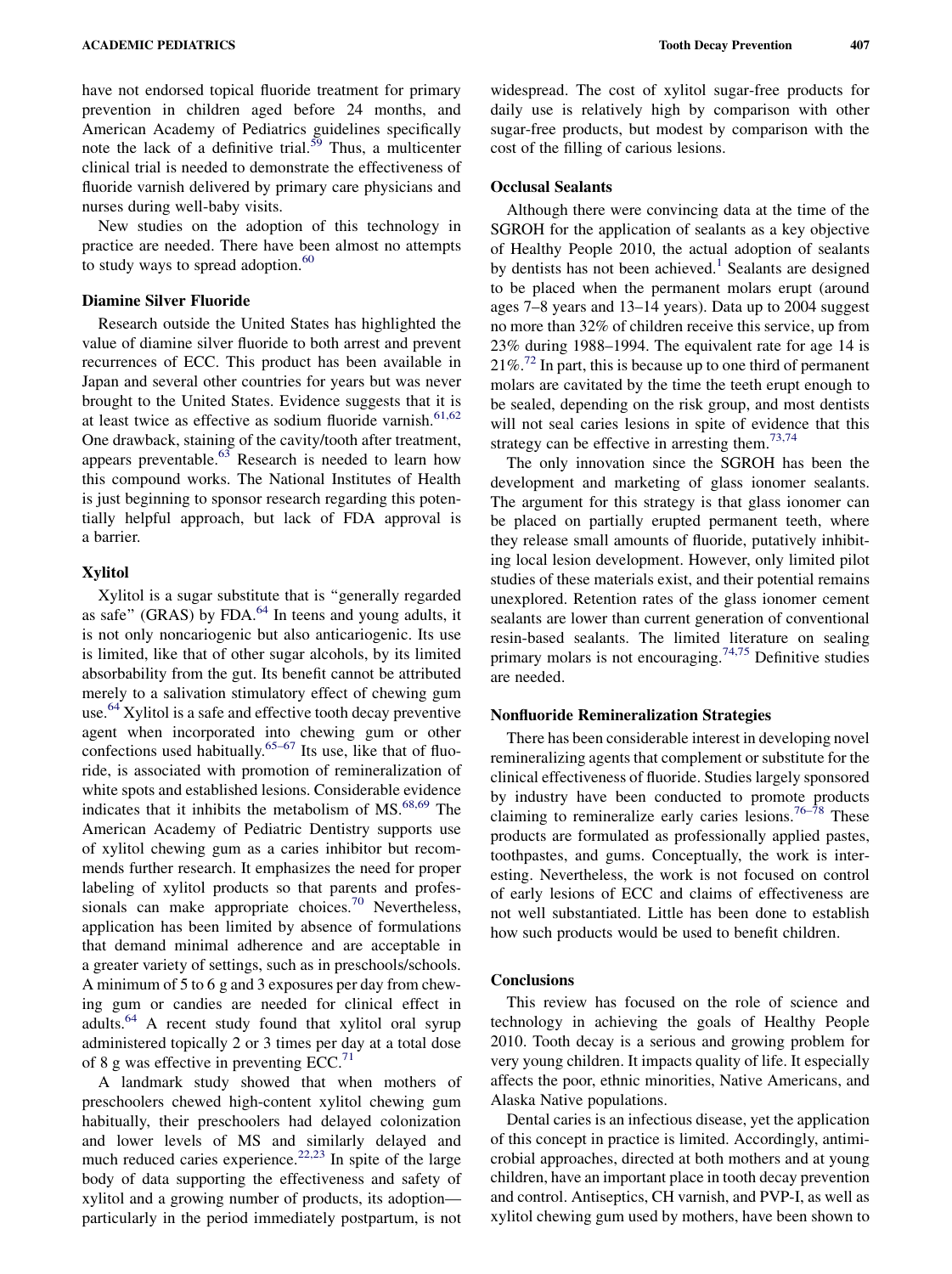have not endorsed topical fluoride treatment for primary prevention in children aged before 24 months, and American Academy of Pediatrics guidelines specifically note the lack of a definitive trial.[59] Thus, a multicenter clinical trial is needed to demonstrate the effectiveness of fluoride varnish delivered by primary care physicians and nurses during well-baby visits.

New studies on the adoption of this technology in practice are needed. There have been almost no attempts to study ways to spread adoption.[60]

### Diamine Silver Fluoride

Research outside the United States has highlighted the value of diamine silver fluoride to both arrest and prevent recurrences of ECC. This product has been available in Japan and several other countries for years but was never brought to the United States. Evidence suggests that it is at least twice as effective as sodium fluoride varnish.[61,62] One drawback, staining of the cavity/tooth after treatment, appears preventable.[63] Research is needed to learn how this compound works. The National Institutes of Health is just beginning to sponsor research regarding this potentially helpful approach, but lack of FDA approval is a barrier.

### Xylitol

Xylitol is a sugar substitute that is "generally regarded as safe" (GRAS) by FDA.[64] In teens and young adults, it is not only noncariogenic but also anticariogenic. Its use is limited, like that of other sugar alcohols, by its limited absorbability from the gut. Its benefit cannot be attributed merely to a salivation stimulatory effect of chewing gum use.[64] Xylitol is a safe and effective tooth decay preventive agent when incorporated into chewing gum or other confections used habitually.[65–67] Its use, like that of fluoride, is associated with promotion of remineralization of white spots and established lesions. Considerable evidence indicates that it inhibits the metabolism of MS.[68,69] The American Academy of Pediatric Dentistry supports use of xylitol chewing gum as a caries inhibitor but recommends further research. It emphasizes the need for proper labeling of xylitol products so that parents and professionals can make appropriate choices.[70] Nevertheless, application has been limited by absence of formulations that demand minimal adherence and are acceptable in a greater variety of settings, such as in preschools/schools. A minimum of 5 to 6 g and 3 exposures per day from chewing gum or candies are needed for clinical effect in adults.[64] A recent study found that xylitol oral syrup administered topically 2 or 3 times per day at a total dose of 8 g was effective in preventing ECC.[71]

A landmark study showed that when mothers of preschoolers chewed high-content xylitol chewing gum habitually, their preschoolers had delayed colonization and lower levels of MS and similarly delayed and much reduced caries experience.[22,23] In spite of the large body of data supporting the effectiveness and safety of xylitol and a growing number of products, its adoption—particularly in the period immediately postpartum, is not widespread. The cost of xylitol sugar-free products for daily use is relatively high by comparison with other sugar-free products, but modest by comparison with the cost of the filling of carious lesions.

### Occlusal Sealants

Although there were convincing data at the time of the SGROH for the application of sealants as a key objective of Healthy People 2010, the actual adoption of sealants by dentists has not been achieved.[1] Sealants are designed to be placed when the permanent molars erupt (around ages 7–8 years and 13–14 years). Data up to 2004 suggest no more than 32% of children receive this service, up from 23% during 1988–1994. The equivalent rate for age 14 is 21%.[72] In part, this is because up to one third of permanent molars are cavitated by the time the teeth erupt enough to be sealed, depending on the risk group, and most dentists will not seal caries lesions in spite of evidence that this strategy can be effective in arresting them.[73,74]

The only innovation since the SGROH has been the development and marketing of glass ionomer sealants. The argument for this strategy is that glass ionomer can be placed on partially erupted permanent teeth, where they release small amounts of fluoride, putatively inhibiting local lesion development. However, only limited pilot studies of these materials exist, and their potential remains unexplored. Retention rates of the glass ionomer cement sealants are lower than current generation of conventional resin-based sealants. The limited literature on sealing primary molars is not encouraging.[74,75] Definitive studies are needed.

### Nonfluoride Remineralization Strategies

There has been considerable interest in developing novel remineralizing agents that complement or substitute for the clinical effectiveness of fluoride. Studies largely sponsored by industry have been conducted to promote products claiming to remineralize early caries lesions.[76–78] These products are formulated as professionally applied pastes, toothpastes, and gums. Conceptually, the work is interesting. Nevertheless, the work is not focused on control of early lesions of ECC and claims of effectiveness are not well substantiated. Little has been done to establish how such products would be used to benefit children.

### Conclusions

This review has focused on the role of science and technology in achieving the goals of Healthy People 2010. Tooth decay is a serious and growing problem for very young children. It impacts quality of life. It especially affects the poor, ethnic minorities, Native Americans, and Alaska Native populations.

Dental caries is an infectious disease, yet the application of this concept in practice is limited. Accordingly, antimicrobial approaches, directed at both mothers and at young children, have an important place in tooth decay prevention and control. Antiseptics, CH varnish, and PVP-I, as well as xylitol chewing gum used by mothers, have been shown to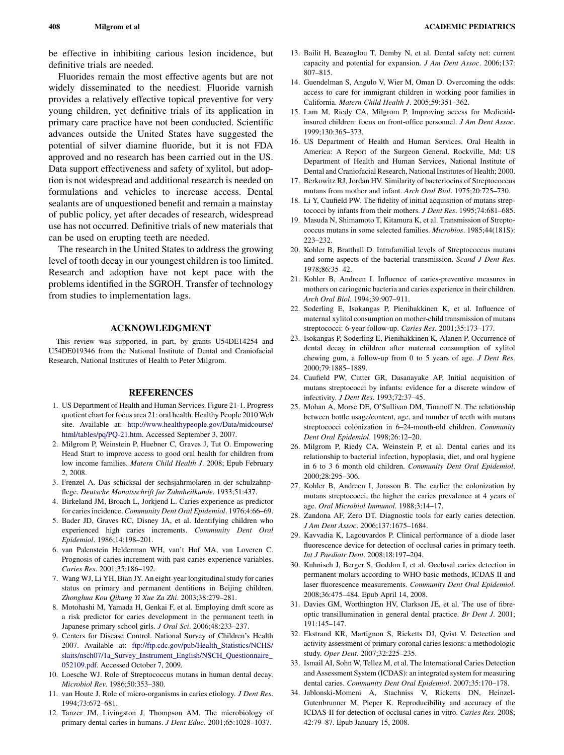be effective in inhibiting carious lesion incidence, but definitive trials are needed.

Fluorides remain the most effective agents but are not widely disseminated to the neediest. Fluoride varnish provides a relatively effective topical preventive for very young children, yet definitive trials of its application in primary care practice have not been conducted. Scientific advances outside the United States have suggested the potential of silver diamine fluoride, but it is not FDA approved and no research has been carried out in the US. Data support effectiveness and safety of xylitol, but adoption is not widespread and additional research is needed on formulations and vehicles to increase access. Dental sealants are of unquestioned benefit and remain a mainstay of public policy, yet after decades of research, widespread use has not occurred. Definitive trials of new materials that can be used on erupting teeth are needed.

The research in the United States to address the growing level of tooth decay in our youngest children is too limited. Research and adoption have not kept pace with the problems identified in the SGROH. Transfer of technology from studies to implementation lags.

## ACKNOWLEDGMENT

This review was supported, in part, by grants U54DE14254 and U54DE019346 from the National Institute of Dental and Craniofacial Research, National Institutes of Health to Peter Milgrom.

## REFERENCES

1. US Department of Health and Human Services. Figure 21-1. Progress quotient chart for focus area 21: oral health. Healthy People 2010 Web site. Available at: http://www.healthypeople.gov/Data/midcourse/html/tables/pq/PQ-21.htm. Accessed September 3, 2007.
2. Milgrom P, Weinstein P, Huebner C, Graves J, Tut O. Empowering Head Start to improve access to good oral health for children from low income families. *Matern Child Health J*. 2008; Epub February 2, 2008.
3. Frenzel A. Das schicksal der sechsjahrmolaren in der schulzahnpflege. *Deutsche Monatsschrift fur Zahnheilkunde*. 1933;51:437.
4. Birkeland JM, Broach L, Jorkjend L. Caries experience as predictor for caries incidence. *Community Dent Oral Epidemiol*. 1976;4:66–69.
5. Bader JD, Graves RC, Disney JA, et al. Identifying children who experienced high caries increments. *Community Dent Oral Epidemiol*. 1986;14:198–201.
6. van Palenstein Helderman WH, van't Hof MA, van Loveren C. Prognosis of caries increment with past caries experience variables. *Caries Res*. 2001;35:186–192.
7. Wang WJ, Li YH, Bian JY. An eight-year longitudinal study for caries status on primary and permanent dentitions in Beijing children. *Zhonghua Kou Qikang Yi Xue Za Zhi*. 2003;38:279–281.
8. Motohashi M, Yamada H, Genkai F, et al. Employing dmft score as a risk predictor for caries development in the permanent teeth in Japanese primary school girls. *J Oral Sci*. 2006;48:233–237.
9. Centers for Disease Control. National Survey of Children's Health 2007. Available at: ftp://ftp.cdc.gov/pub/Health_Statistics/NCHS/slaits/nsch07/1a_Survey_Instrument_English/NSCH_Questionnaire_052109.pdf. Accessed October 7, 2009.
10. Loesche WJ. Role of Streptococcus mutans in human dental decay. *Microbiol Rev*. 1986;50:353–380.
11. van Houte J. Role of micro-organisms in caries etiology. *J Dent Res*. 1994;73:672–681.
12. Tanzer JM, Livingston J, Thompson AM. The microbiology of primary dental caries in humans. *J Dent Educ*. 2001;65:1028–1037.
13. Bailit H, Beazoglou T, Demby N, et al. Dental safety net: current capacity and potential for expansion. *J Am Dent Assoc*. 2006;137:807–815.
14. Guendelman S, Angulo V, Wier M, Oman D. Overcoming the odds: access to care for immigrant children in working poor families in California. *Matern Child Health J*. 2005;59:351–362.
15. Lam M, Riedy CA, Milgrom P. Improving access for Medicaid-insured children: focus on front-office personnel. *J Am Dent Assoc*. 1999;130:365–373.
16. US Department of Health and Human Services. Oral Health in America: A Report of the Surgeon General. Rockville, Md: US Department of Health and Human Services, National Institute of Dental and Craniofacial Research, National Institutes of Health; 2000.
17. Berkowitz RJ, Jordan HV. Similarity of bacteriocins of Streptococcus mutans from mother and infant. *Arch Oral Biol*. 1975;20:725–730.
18. Li Y, Caufield PW. The fidelity of initial acquisition of mutans streptococci by infants from their mothers. *J Dent Res*. 1995;74:681–685.
19. Masuda N, Shimamoto T, Kitamura K, et al. Transmission of Streptococcus mutans in some selected families. *Microbios*. 1985;44(181S):223–232.
20. Kohler B, Bratthall D. Intrafamilial levels of Streptococcus mutans and some aspects of the bacterial transmission. *Scand J Dent Res*. 1978;86:35–42.
21. Kohler B, Andreen I. Influence of caries-preventive measures in mothers on cariogenic bacteria and caries experience in their children. *Arch Oral Biol*. 1994;39:907–911.
22. Soderling E, Isokangas P, Pienihakkinen K, et al. Influence of maternal xylitol consumption on mother-child transmission of mutans streptococci: 6-year follow-up. *Caries Res*. 2001;35:173–177.
23. Isokangas P, Soderling E, Pienihakkinen K, Alanen P. Occurrence of dental decay in children after maternal consumption of xylitol chewing gum, a follow-up from 0 to 5 years of age. *J Dent Res*. 2000;79:1885–1889.
24. Caufield PW, Cutter GR, Dasanayake AP. Initial acquisition of mutans streptococci by infants: evidence for a discrete window of infectivity. *J Dent Res*. 1993;72:37–45.
25. Mohan A, Morse DE, O'Sullivan DM, Tinanoff N. The relationship between bottle usage/content, age, and number of teeth with mutans streptococci colonization in 6–24-month-old children. *Community Dent Oral Epidemiol*. 1998;26:12–20.
26. Milgrom P, Riedy CA, Weinstein P, et al. Dental caries and its relationship to bacterial infection, hypoplasia, diet, and oral hygiene in 6 to 3 6 month old children. *Community Dent Oral Epidemiol*. 2000;28:295–306.
27. Kohler B, Andreen I, Jonsson B. The earlier the colonization by mutans streptococci, the higher the caries prevalence at 4 years of age. *Oral Microbiol Immunol*. 1988;3:14–17.
28. Zandona AF, Zero DT. Diagnostic tools for early caries detection. *J Am Dent Assoc*. 2006;137:1675–1684.
29. Kavvadia K, Lagouvardos P. Clinical performance of a diode laser fluorescence device for detection of occlusal caries in primary teeth. *Int J Paediatr Dent*. 2008;18:197–204.
30. Kuhnisch J, Berger S, Goddon I, et al. Occlusal caries detection in permanent molars according to WHO basic methods, ICDAS II and laser fluorescence measurements. *Community Dent Oral Epidemiol*. 2008;36:475–484. Epub April 14, 2008.
31. Davies GM, Worthington HV, Clarkson JE, et al. The use of fibre-optic transillumination in general dental practice. *Br Dent J*. 2001;191:145–147.
32. Ekstrand KR, Martignon S, Ricketts DJ, Qvist V. Detection and activity assessment of primary coronal caries lesions: a methodologic study. *Oper Dent*. 2007;32:225–235.
33. Ismail AI, Sohn W, Tellez M, et al. The International Caries Detection and Assessment System (ICDAS): an integrated system for measuring dental caries. *Community Dent Oral Epidemiol*. 2007;35:170–178.
34. Jablonski-Momeni A, Stachniss V, Ricketts DN, Heinzel-Gutenbrunner M, Pieper K. Reproducibility and accuracy of the ICDAS-II for detection of occlusal caries in vitro. *Caries Res*. 2008;42:79–87. Epub January 15, 2008.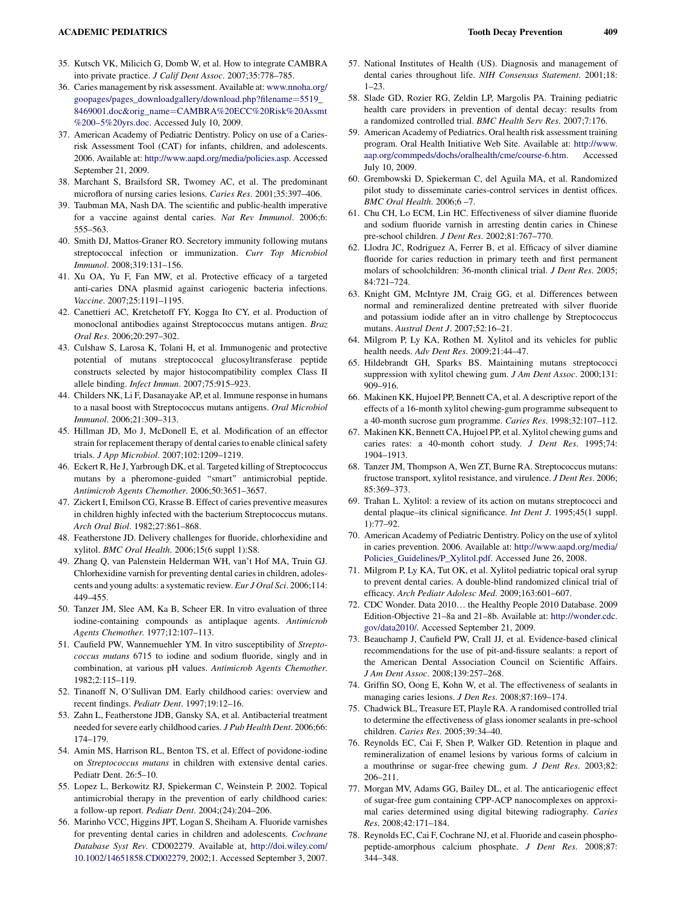35. Kutsch VK, Milicich G, Domb W, et al. How to integrate CAMBRA into private practice. *J Calif Dent Assoc*. 2007;35:778–785.
36. Caries management by risk assessment. Available at: www.nnoha.org/goopages/pages_downloadgallery/download.php?filename=5519_8469001.doc&orig_name=CAMBRA%20ECC%20Risk%20Assmt%200–5%20yrs.doc. Accessed July 10, 2009.
37. American Academy of Pediatric Dentistry. Policy on use of a Caries-risk Assessment Tool (CAT) for infants, children, and adolescents. 2006. Available at: http://www.aapd.org/media/policies.asp. Accessed September 21, 2009.
38. Marchant S, Brailsford SR, Twomey AC, et al. The predominant microflora of nursing caries lesions. *Caries Res*. 2001;35:397–406.
39. Taubman MA, Nash DA. The scientific and public-health imperative for a vaccine against dental caries. *Nat Rev Immunol*. 2006;6:555–563.
40. Smith DJ, Mattos-Graner RO. Secretory immunity following mutans streptococcal infection or immunization. *Curr Top Microbiol Immunol*. 2008;319:131–156.
41. Xu OA, Yu F, Fan MW, et al. Protective efficacy of a targeted anti-caries DNA plasmid against cariogenic bacteria infections. *Vaccine*. 2007;25:1191–1195.
42. Canettieri AC, Kretchetoff FY, Kogga Ito CY, et al. Production of monoclonal antibodies against Streptococcus mutans antigen. *Braz Oral Res*. 2006;20:297–302.
43. Culshaw S, Larosa K, Tolani H, et al. Immunogenic and protective potential of mutans streptococcal glucosyltransferase peptide constructs selected by major histocompatibility complex Class II allele binding. *Infect Immun*. 2007;75:915–923.
44. Childers NK, Li F, Dasanayake AP, et al. Immune response in humans to a nasal boost with Streptococcus mutans antigens. *Oral Microbiol Immunol*. 2006;21:309–313.
45. Hillman JD, Mo J, McDonell E, et al. Modification of an effector strain for replacement therapy of dental caries to enable clinical safety trials. *J App Microbiol*. 2007;102:1209–1219.
46. Eckert R, He J, Yarbrough DK, et al. Targeted killing of Streptococcus mutans by a pheromone-guided "smart" antimicrobial peptide. *Antimicrob Agents Chemother*. 2006;50:3651–3657.
47. Zickert I, Emilson CG, Krasse B. Effect of caries preventive measures in children highly infected with the bacterium Streptococcus mutans. *Arch Oral Biol*. 1982;27:861–868.
48. Featherstone JD. Delivery challenges for fluoride, chlorhexidine and xylitol. *BMC Oral Health*. 2006;15(6 suppl 1):S8.
49. Zhang Q, van Palenstein Helderman WH, van't Hof MA, Truin GJ. Chlorhexidine varnish for preventing dental caries in children, adolescents and young adults: a systematic review. *Eur J Oral Sci*. 2006;114:449–455.
50. Tanzer JM, Slee AM, Ka B, Scheer ER. In vitro evaluation of three iodine-containing compounds as antiplaque agents. *Antimicrob Agents Chemother*. 1977;12:107–113.
51. Caufield PW, Wannemuehler YM. In vitro susceptibility of *Streptococcus mutans* 6715 to iodine and sodium fluoride, singly and in combination, at various pH values. *Antimicrob Agents Chemother*. 1982;2:115–119.
52. Tinanoff N, O'Sullivan DM. Early childhood caries: overview and recent findings. *Pediatr Dent*. 1997;19:12–16.
53. Zahn L, Featherstone JDB, Gansky SA, et al. Antibacterial treatment needed for severe early childhood caries. *J Pub Health Dent*. 2006;66:174–179.
54. Amin MS, Harrison RL, Benton TS, et al. Effect of povidone-iodine on *Streptococcus mutans* in children with extensive dental caries. Pediatr Dent. 26:5–10.
55. Lopez L, Berkowitz RJ, Spiekerman C, Weinstein P. 2002. Topical antimicrobial therapy in the prevention of early childhood caries: a follow-up report. *Pediatr Dent*. 2004;(24):204–206.
56. Marinho VCC, Higgins JPT, Logan S, Sheiham A. Fluoride varnishes for preventing dental caries in children and adolescents. *Cochrane Database Syst Rev*. CD002279. Available at, http://doi.wiley.com/10.1002/14651858.CD002279, 2002;1. Accessed September 3, 2007.
57. National Institutes of Health (US). Diagnosis and management of dental caries throughout life. *NIH Consensus Statement*. 2001;18:1–23.
58. Slade GD, Rozier RG, Zeldin LP, Margolis PA. Training pediatric health care providers in prevention of dental decay: results from a randomized controlled trial. *BMC Health Serv Res*. 2007;7:176.
59. American Academy of Pediatrics. Oral health risk assessment training program. Oral Health Initiative Web Site. Available at: http://www.aap.org/commpeds/dochs/oralhealth/cme/course-6.htm. Accessed July 10, 2009.
60. Grembowski D, Spiekerman C, del Aguila MA, et al. Randomized pilot study to disseminate caries-control services in dentist offices. *BMC Oral Health*. 2006;6 –7.
61. Chu CH, Lo ECM, Lin HC. Effectiveness of silver diamine fluoride and sodium fluoride varnish in arresting dentin caries in Chinese pre-school children. *J Dent Res*. 2002;81:767–770.
62. Llodra JC, Rodriguez A, Ferrer B, et al. Efficacy of silver diamine fluoride for caries reduction in primary teeth and first permanent molars of schoolchildren: 36-month clinical trial. *J Dent Res*. 2005;84:721–724.
63. Knight GM, McIntyre JM, Craig GG, et al. Differences between normal and remineralized dentine pretreated with silver fluoride and potassium iodide after an in vitro challenge by Streptococcus mutans. *Austral Dent J*. 2007;52:16–21.
64. Milgrom P, Ly KA, Rothen M. Xylitol and its vehicles for public health needs. *Adv Dent Res*. 2009;21:44–47.
65. Hildebrandt GH, Sparks BS. Maintaining mutans streptococci suppression with xylitol chewing gum. *J Am Dent Assoc*. 2000;131:909–916.
66. Makinen KK, Hujoel PP, Bennett CA, et al. A descriptive report of the effects of a 16-month xylitol chewing-gum programme subsequent to a 40-month sucrose gum programme. *Caries Res*. 1998;32:107–112.
67. Makinen KK, Bennett CA, Hujoel PP, et al. Xylitol chewing gums and caries rates: a 40-month cohort study. *J Dent Res*. 1995;74:1904–1913.
68. Tanzer JM, Thompson A, Wen ZT, Burne RA. Streptococcus mutans: fructose transport, xylitol resistance, and virulence. *J Dent Res*. 2006;85:369–373.
69. Trahan L. Xylitol: a review of its action on mutans streptococci and dental plaque–its clinical significance. *Int Dent J*. 1995;45(1 suppl. 1):77–92.
70. American Academy of Pediatric Dentistry. Policy on the use of xylitol in caries prevention. 2006. Available at: http://www.aapd.org/media/Policies_Guidelines/P_Xylitol.pdf. Accessed June 26, 2008.
71. Milgrom P, Ly KA, Tut OK, et al. Xylitol pediatric topical oral syrup to prevent dental caries. A double-blind randomized clinical trial of efficacy. *Arch Pediatr Adolesc Med*. 2009;163:601–607.
72. CDC Wonder. Data 2010… the Healthy People 2010 Database. 2009 Edition-Objective 21–8a and 21–8b. Available at: http://wonder.cdc.gov/data2010/. Accessed September 21, 2009.
73. Beauchamp J, Caufield PW, Crall JJ, et al. Evidence-based clinical recommendations for the use of pit-and-fissure sealants: a report of the American Dental Association Council on Scientific Affairs. *J Am Dent Assoc*. 2008;139:257–268.
74. Griffin SO, Oong E, Kohn W, et al. The effectiveness of sealants in managing caries lesions. *J Den Res*. 2008;87:169–174.
75. Chadwick BL, Treasure ET, Playle RA. A randomised controlled trial to determine the effectiveness of glass ionomer sealants in pre-school children. *Caries Res*. 2005;39:34–40.
76. Reynolds EC, Cai F, Shen P, Walker GD. Retention in plaque and remineralization of enamel lesions by various forms of calcium in a mouthrinse or sugar-free chewing gum. *J Dent Res*. 2003;82:206–211.
77. Morgan MV, Adams GG, Bailey DL, et al. The anticariogenic effect of sugar-free gum containing CPP-ACP nanocomplexes on approximal caries determined using digital bitewing radiography. *Caries Res*. 2008;42:171–184.
78. Reynolds EC, Cai F, Cochrane NJ, et al. Fluoride and casein phosphopeptide-amorphous calcium phosphate. *J Dent Res*. 2008;87:344–348.